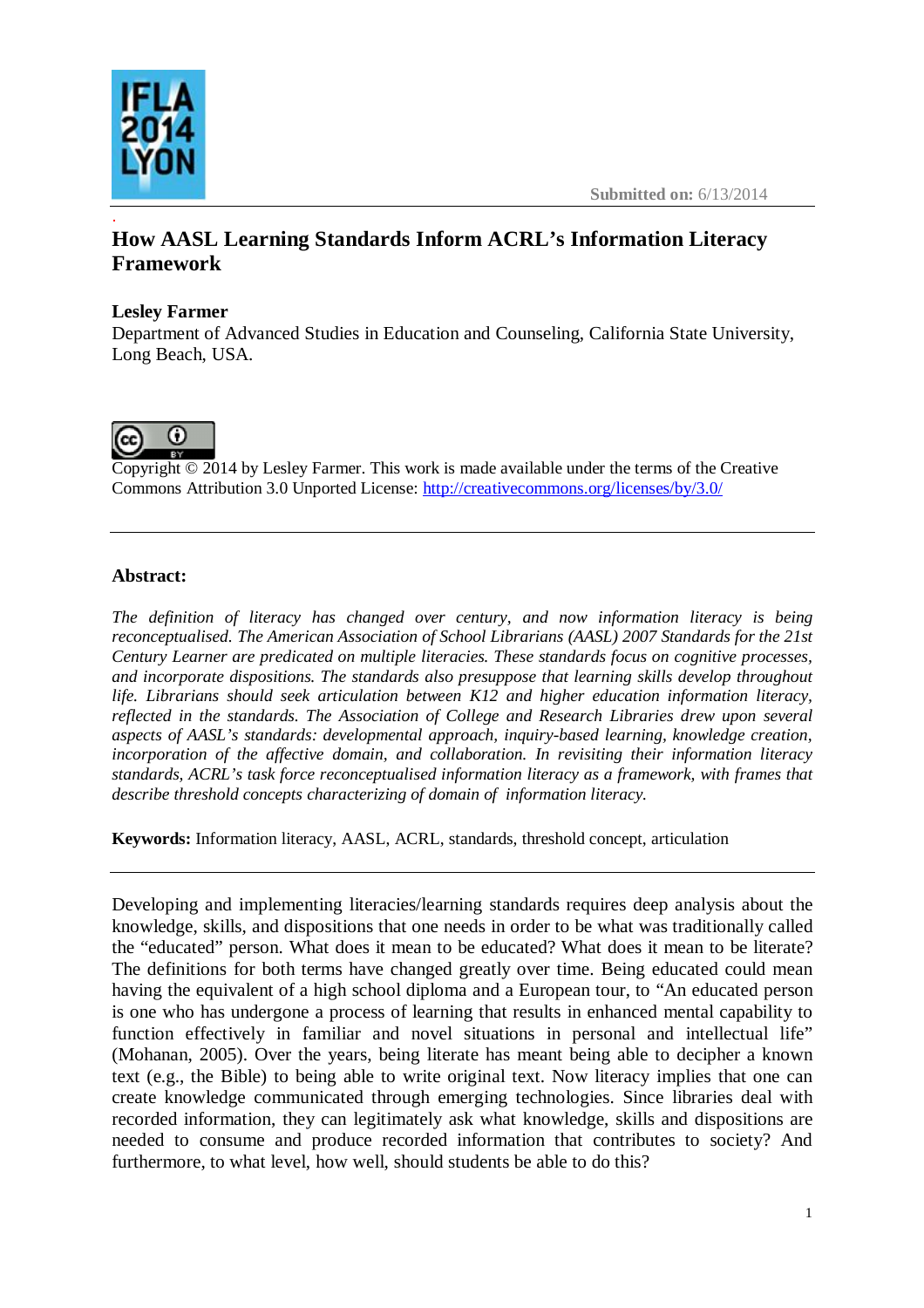Submitted on: 6/13/2014

# How AASL Learning Standards Inform ACRL's Information Literacy Framework

**Lesley Farmer**
Department of Advanced Studies in Education and Counseling, California State University, Long Beach, USA.

Copyright © 2014 by Lesley Farmer. This work is made available under the terms of the Creative Commons Attribution 3.0 Unported License: http://creativecommons.org/licenses/by/3.0/

---

**Abstract:**

*The definition of literacy has changed over century, and now information literacy is being reconceptualised. The American Association of School Librarians (AASL) 2007 Standards for the 21st Century Learner are predicated on multiple literacies. These standards focus on cognitive processes, and incorporate dispositions. The standards also presuppose that learning skills develop throughout life. Librarians should seek articulation between K12 and higher education information literacy, reflected in the standards. The Association of College and Research Libraries drew upon several aspects of AASL's standards: developmental approach, inquiry-based learning, knowledge creation, incorporation of the affective domain, and collaboration. In revisiting their information literacy standards, ACRL's task force reconceptualised information literacy as a framework, with frames that describe threshold concepts characterizing of domain of information literacy.*

**Keywords:** Information literacy, AASL, ACRL, standards, threshold concept, articulation

---

Developing and implementing literacies/learning standards requires deep analysis about the knowledge, skills, and dispositions that one needs in order to be what was traditionally called the "educated" person. What does it mean to be educated? What does it mean to be literate? The definitions for both terms have changed greatly over time. Being educated could mean having the equivalent of a high school diploma and a European tour, to "An educated person is one who has undergone a process of learning that results in enhanced mental capability to function effectively in familiar and novel situations in personal and intellectual life" (Mohanan, 2005). Over the years, being literate has meant being able to decipher a known text (e.g., the Bible) to being able to write original text. Now literacy implies that one can create knowledge communicated through emerging technologies. Since libraries deal with recorded information, they can legitimately ask what knowledge, skills and dispositions are needed to consume and produce recorded information that contributes to society? And furthermore, to what level, how well, should students be able to do this?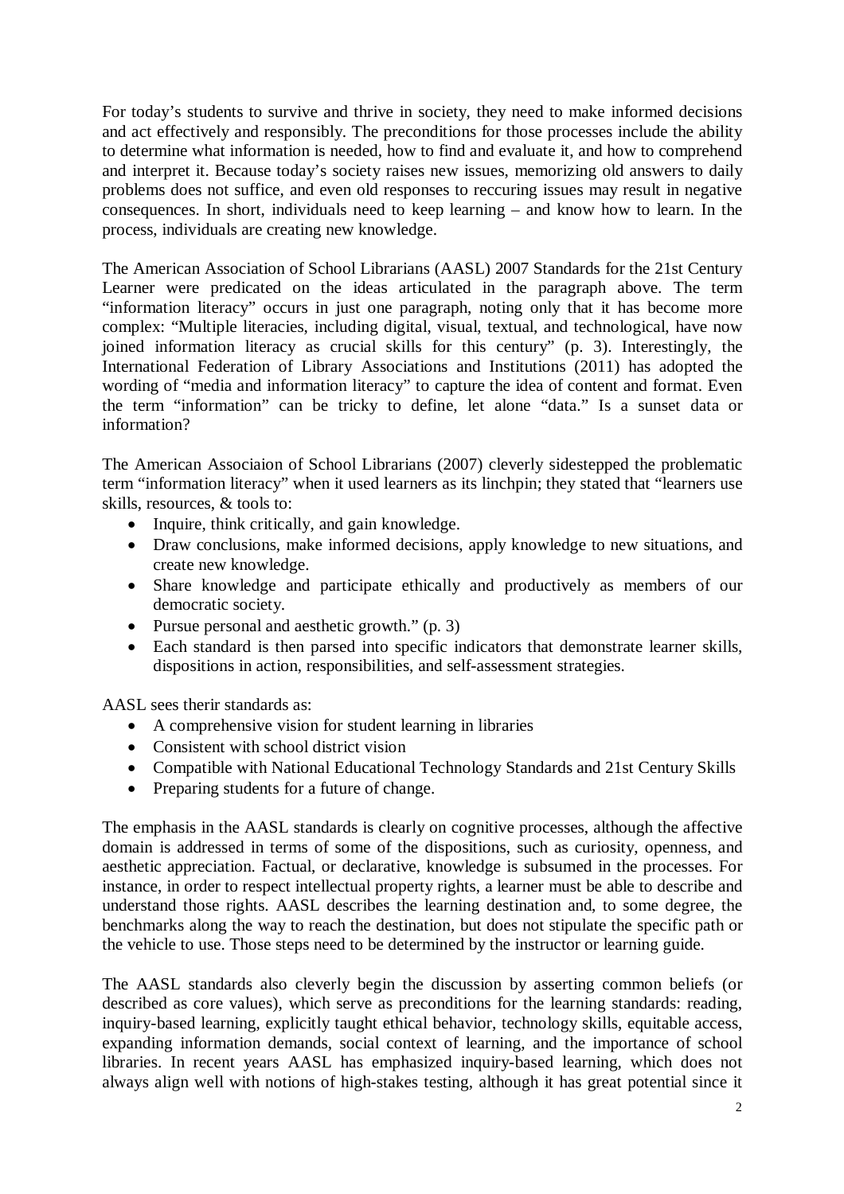For today's students to survive and thrive in society, they need to make informed decisions and act effectively and responsibly. The preconditions for those processes include the ability to determine what information is needed, how to find and evaluate it, and how to comprehend and interpret it. Because today's society raises new issues, memorizing old answers to daily problems does not suffice, and even old responses to reccuring issues may result in negative consequences. In short, individuals need to keep learning – and know how to learn. In the process, individuals are creating new knowledge.

The American Association of School Librarians (AASL) 2007 Standards for the 21st Century Learner were predicated on the ideas articulated in the paragraph above. The term "information literacy" occurs in just one paragraph, noting only that it has become more complex: "Multiple literacies, including digital, visual, textual, and technological, have now joined information literacy as crucial skills for this century" (p. 3). Interestingly, the International Federation of Library Associations and Institutions (2011) has adopted the wording of "media and information literacy" to capture the idea of content and format. Even the term "information" can be tricky to define, let alone "data." Is a sunset data or information?

The American Associaion of School Librarians (2007) cleverly sidestepped the problematic term "information literacy" when it used learners as its linchpin; they stated that "learners use skills, resources, & tools to:

- Inquire, think critically, and gain knowledge.
- Draw conclusions, make informed decisions, apply knowledge to new situations, and create new knowledge.
- Share knowledge and participate ethically and productively as members of our democratic society.
- Pursue personal and aesthetic growth." (p. 3)
- Each standard is then parsed into specific indicators that demonstrate learner skills, dispositions in action, responsibilities, and self-assessment strategies.

AASL sees therir standards as:

- A comprehensive vision for student learning in libraries
- Consistent with school district vision
- Compatible with National Educational Technology Standards and 21st Century Skills
- Preparing students for a future of change.

The emphasis in the AASL standards is clearly on cognitive processes, although the affective domain is addressed in terms of some of the dispositions, such as curiosity, openness, and aesthetic appreciation. Factual, or declarative, knowledge is subsumed in the processes. For instance, in order to respect intellectual property rights, a learner must be able to describe and understand those rights. AASL describes the learning destination and, to some degree, the benchmarks along the way to reach the destination, but does not stipulate the specific path or the vehicle to use. Those steps need to be determined by the instructor or learning guide.

The AASL standards also cleverly begin the discussion by asserting common beliefs (or described as core values), which serve as preconditions for the learning standards: reading, inquiry-based learning, explicitly taught ethical behavior, technology skills, equitable access, expanding information demands, social context of learning, and the importance of school libraries. In recent years AASL has emphasized inquiry-based learning, which does not always align well with notions of high-stakes testing, although it has great potential since it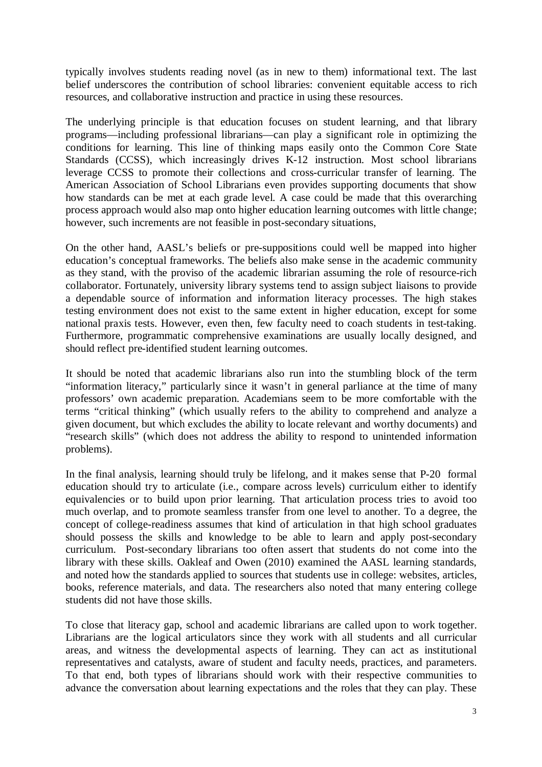typically involves students reading novel (as in new to them) informational text. The last belief underscores the contribution of school libraries: convenient equitable access to rich resources, and collaborative instruction and practice in using these resources.

The underlying principle is that education focuses on student learning, and that library programs—including professional librarians—can play a significant role in optimizing the conditions for learning. This line of thinking maps easily onto the Common Core State Standards (CCSS), which increasingly drives K-12 instruction. Most school librarians leverage CCSS to promote their collections and cross-curricular transfer of learning. The American Association of School Librarians even provides supporting documents that show how standards can be met at each grade level. A case could be made that this overarching process approach would also map onto higher education learning outcomes with little change; however, such increments are not feasible in post-secondary situations,

On the other hand, AASL's beliefs or pre-suppositions could well be mapped into higher education's conceptual frameworks. The beliefs also make sense in the academic community as they stand, with the proviso of the academic librarian assuming the role of resource-rich collaborator. Fortunately, university library systems tend to assign subject liaisons to provide a dependable source of information and information literacy processes. The high stakes testing environment does not exist to the same extent in higher education, except for some national praxis tests. However, even then, few faculty need to coach students in test-taking. Furthermore, programmatic comprehensive examinations are usually locally designed, and should reflect pre-identified student learning outcomes.

It should be noted that academic librarians also run into the stumbling block of the term "information literacy," particularly since it wasn't in general parliance at the time of many professors' own academic preparation. Academians seem to be more comfortable with the terms "critical thinking" (which usually refers to the ability to comprehend and analyze a given document, but which excludes the ability to locate relevant and worthy documents) and "research skills" (which does not address the ability to respond to unintended information problems).

In the final analysis, learning should truly be lifelong, and it makes sense that P-20 formal education should try to articulate (i.e., compare across levels) curriculum either to identify equivalencies or to build upon prior learning. That articulation process tries to avoid too much overlap, and to promote seamless transfer from one level to another. To a degree, the concept of college-readiness assumes that kind of articulation in that high school graduates should possess the skills and knowledge to be able to learn and apply post-secondary curriculum. Post-secondary librarians too often assert that students do not come into the library with these skills. Oakleaf and Owen (2010) examined the AASL learning standards, and noted how the standards applied to sources that students use in college: websites, articles, books, reference materials, and data. The researchers also noted that many entering college students did not have those skills.

To close that literacy gap, school and academic librarians are called upon to work together. Librarians are the logical articulators since they work with all students and all curricular areas, and witness the developmental aspects of learning. They can act as institutional representatives and catalysts, aware of student and faculty needs, practices, and parameters. To that end, both types of librarians should work with their respective communities to advance the conversation about learning expectations and the roles that they can play. These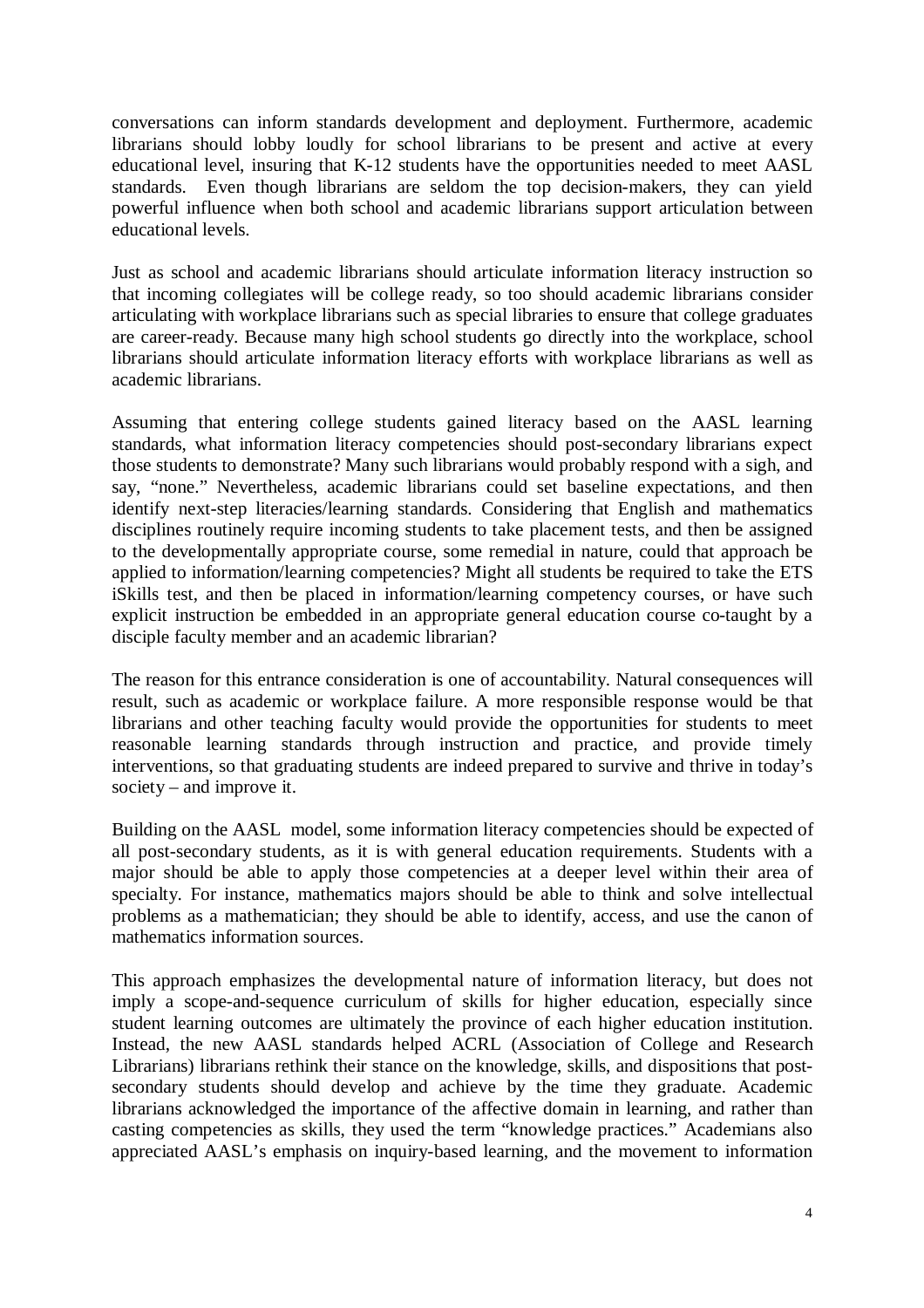conversations can inform standards development and deployment. Furthermore, academic librarians should lobby loudly for school librarians to be present and active at every educational level, insuring that K-12 students have the opportunities needed to meet AASL standards. Even though librarians are seldom the top decision-makers, they can yield powerful influence when both school and academic librarians support articulation between educational levels.

Just as school and academic librarians should articulate information literacy instruction so that incoming collegiates will be college ready, so too should academic librarians consider articulating with workplace librarians such as special libraries to ensure that college graduates are career-ready. Because many high school students go directly into the workplace, school librarians should articulate information literacy efforts with workplace librarians as well as academic librarians.

Assuming that entering college students gained literacy based on the AASL learning standards, what information literacy competencies should post-secondary librarians expect those students to demonstrate? Many such librarians would probably respond with a sigh, and say, "none." Nevertheless, academic librarians could set baseline expectations, and then identify next-step literacies/learning standards. Considering that English and mathematics disciplines routinely require incoming students to take placement tests, and then be assigned to the developmentally appropriate course, some remedial in nature, could that approach be applied to information/learning competencies? Might all students be required to take the ETS iSkills test, and then be placed in information/learning competency courses, or have such explicit instruction be embedded in an appropriate general education course co-taught by a disciple faculty member and an academic librarian?

The reason for this entrance consideration is one of accountability. Natural consequences will result, such as academic or workplace failure. A more responsible response would be that librarians and other teaching faculty would provide the opportunities for students to meet reasonable learning standards through instruction and practice, and provide timely interventions, so that graduating students are indeed prepared to survive and thrive in today's society – and improve it.

Building on the AASL model, some information literacy competencies should be expected of all post-secondary students, as it is with general education requirements. Students with a major should be able to apply those competencies at a deeper level within their area of specialty. For instance, mathematics majors should be able to think and solve intellectual problems as a mathematician; they should be able to identify, access, and use the canon of mathematics information sources.

This approach emphasizes the developmental nature of information literacy, but does not imply a scope-and-sequence curriculum of skills for higher education, especially since student learning outcomes are ultimately the province of each higher education institution. Instead, the new AASL standards helped ACRL (Association of College and Research Librarians) librarians rethink their stance on the knowledge, skills, and dispositions that post-secondary students should develop and achieve by the time they graduate. Academic librarians acknowledged the importance of the affective domain in learning, and rather than casting competencies as skills, they used the term "knowledge practices." Academians also appreciated AASL's emphasis on inquiry-based learning, and the movement to information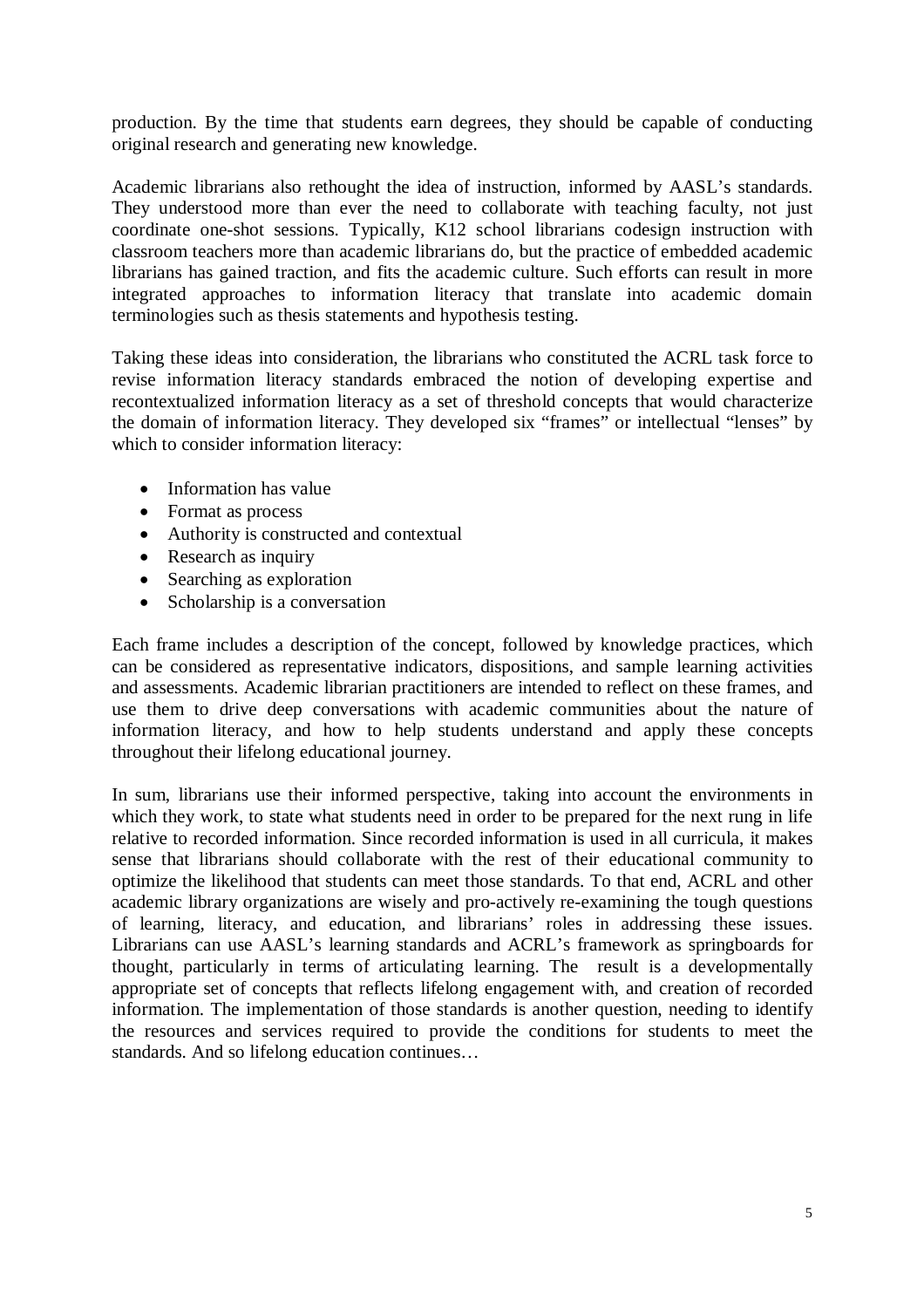production. By the time that students earn degrees, they should be capable of conducting original research and generating new knowledge.

Academic librarians also rethought the idea of instruction, informed by AASL's standards. They understood more than ever the need to collaborate with teaching faculty, not just coordinate one-shot sessions. Typically, K12 school librarians codesign instruction with classroom teachers more than academic librarians do, but the practice of embedded academic librarians has gained traction, and fits the academic culture. Such efforts can result in more integrated approaches to information literacy that translate into academic domain terminologies such as thesis statements and hypothesis testing.

Taking these ideas into consideration, the librarians who constituted the ACRL task force to revise information literacy standards embraced the notion of developing expertise and recontextualized information literacy as a set of threshold concepts that would characterize the domain of information literacy. They developed six "frames" or intellectual "lenses" by which to consider information literacy:

- Information has value
- Format as process
- Authority is constructed and contextual
- Research as inquiry
- Searching as exploration
- Scholarship is a conversation

Each frame includes a description of the concept, followed by knowledge practices, which can be considered as representative indicators, dispositions, and sample learning activities and assessments. Academic librarian practitioners are intended to reflect on these frames, and use them to drive deep conversations with academic communities about the nature of information literacy, and how to help students understand and apply these concepts throughout their lifelong educational journey.

In sum, librarians use their informed perspective, taking into account the environments in which they work, to state what students need in order to be prepared for the next rung in life relative to recorded information. Since recorded information is used in all curricula, it makes sense that librarians should collaborate with the rest of their educational community to optimize the likelihood that students can meet those standards. To that end, ACRL and other academic library organizations are wisely and pro-actively re-examining the tough questions of learning, literacy, and education, and librarians' roles in addressing these issues. Librarians can use AASL's learning standards and ACRL's framework as springboards for thought, particularly in terms of articulating learning. The result is a developmentally appropriate set of concepts that reflects lifelong engagement with, and creation of recorded information. The implementation of those standards is another question, needing to identify the resources and services required to provide the conditions for students to meet the standards. And so lifelong education continues…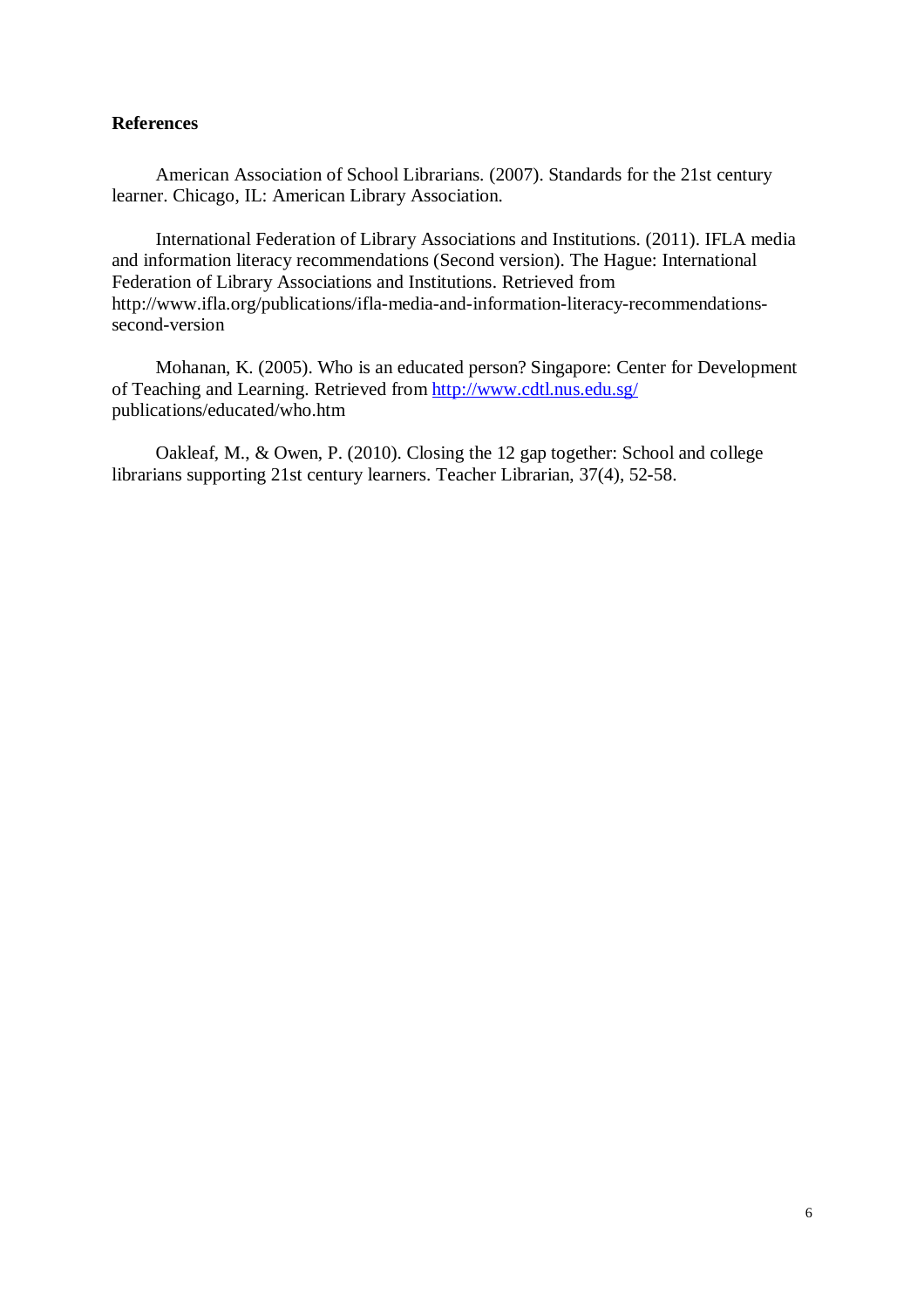**References**

American Association of School Librarians. (2007). Standards for the 21st century learner. Chicago, IL: American Library Association.

International Federation of Library Associations and Institutions. (2011). IFLA media and information literacy recommendations (Second version). The Hague: International Federation of Library Associations and Institutions. Retrieved from http://www.ifla.org/publications/ifla-media-and-information-literacy-recommendations-second-version

Mohanan, K. (2005). Who is an educated person? Singapore: Center for Development of Teaching and Learning. Retrieved from http://www.cdtl.nus.edu.sg/ publications/educated/who.htm

Oakleaf, M., & Owen, P. (2010). Closing the 12 gap together: School and college librarians supporting 21st century learners. Teacher Librarian, 37(4), 52-58.